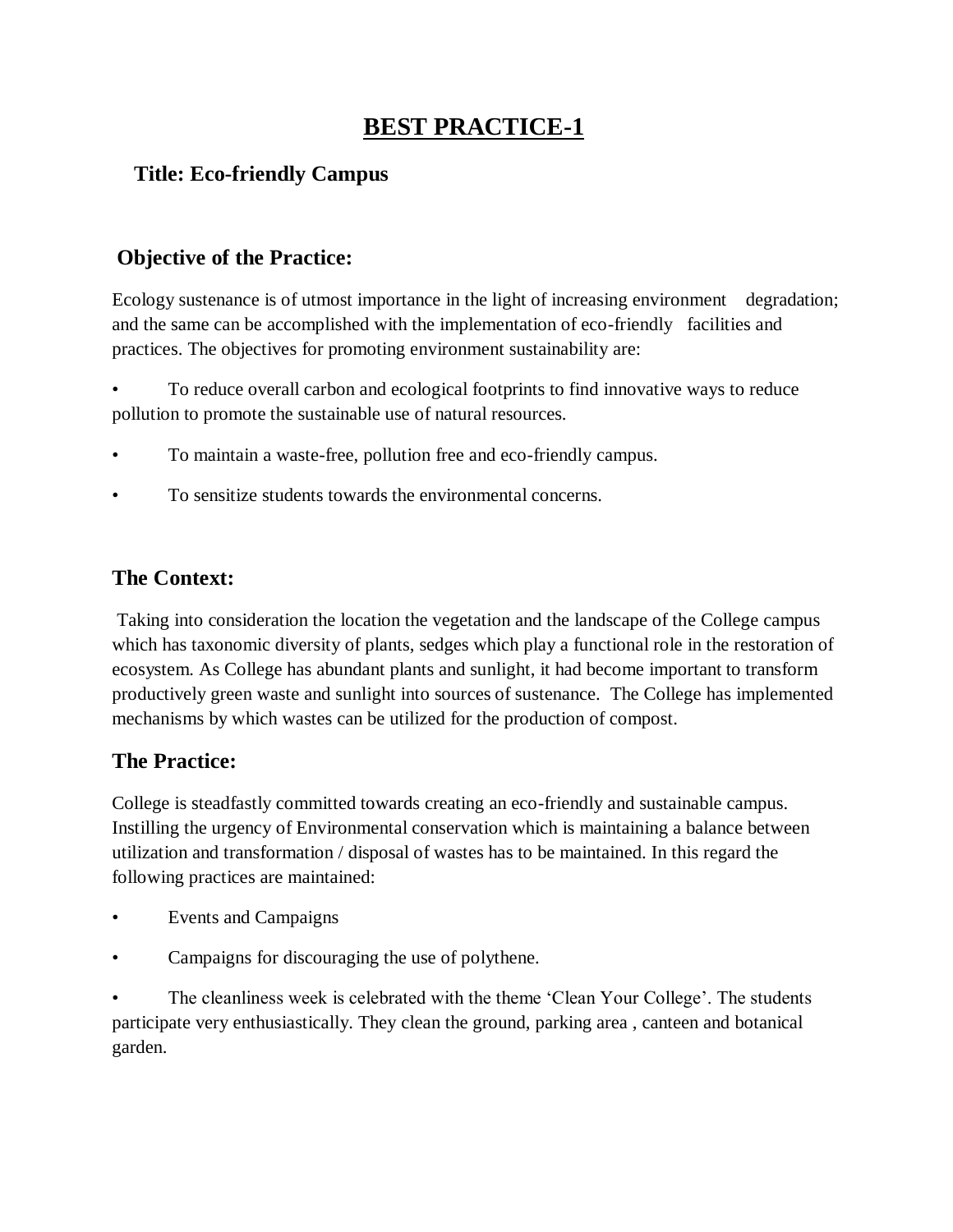# BEST PRACTICE-1

**Title: Eco-friendly Campus**

## Objective of the Practice:

Ecology sustenance is of utmost importance in the light of increasing environment degradation; and the same can be accomplished with the implementation of eco-friendly facilities and practices. The objectives for promoting environment sustainability are:

- To reduce overall carbon and ecological footprints to find innovative ways to reduce pollution to promote the sustainable use of natural resources.
- To maintain a waste-free, pollution free and eco-friendly campus.
- To sensitize students towards the environmental concerns.

## The Context:

Taking into consideration the location the vegetation and the landscape of the College campus which has taxonomic diversity of plants, sedges which play a functional role in the restoration of ecosystem. As College has abundant plants and sunlight, it had become important to transform productively green waste and sunlight into sources of sustenance. The College has implemented mechanisms by which wastes can be utilized for the production of compost.

## The Practice:

College is steadfastly committed towards creating an eco-friendly and sustainable campus. Instilling the urgency of Environmental conservation which is maintaining a balance between utilization and transformation / disposal of wastes has to be maintained. In this regard the following practices are maintained:

- Events and Campaigns
- Campaigns for discouraging the use of polythene.
- The cleanliness week is celebrated with the theme 'Clean Your College'. The students participate very enthusiastically. They clean the ground, parking area , canteen and botanical garden.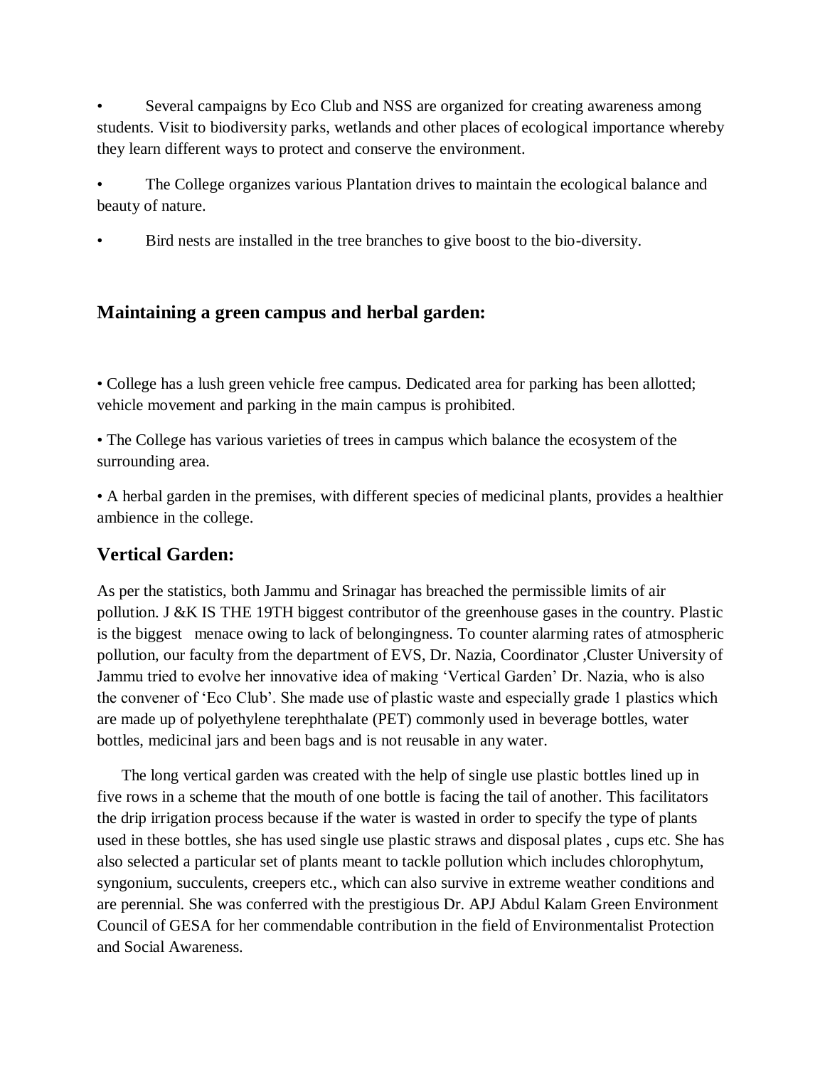- Several campaigns by Eco Club and NSS are organized for creating awareness among students. Visit to biodiversity parks, wetlands and other places of ecological importance whereby they learn different ways to protect and conserve the environment.

- The College organizes various Plantation drives to maintain the ecological balance and beauty of nature.

- Bird nests are installed in the tree branches to give boost to the bio-diversity.

## Maintaining a green campus and herbal garden:

- College has a lush green vehicle free campus. Dedicated area for parking has been allotted; vehicle movement and parking in the main campus is prohibited.

- The College has various varieties of trees in campus which balance the ecosystem of the surrounding area.

- A herbal garden in the premises, with different species of medicinal plants, provides a healthier ambience in the college.

## Vertical Garden:

As per the statistics, both Jammu and Srinagar has breached the permissible limits of air pollution. J &K IS THE 19TH biggest contributor of the greenhouse gases in the country. Plastic is the biggest menace owing to lack of belongingness. To counter alarming rates of atmospheric pollution, our faculty from the department of EVS, Dr. Nazia, Coordinator ,Cluster University of Jammu tried to evolve her innovative idea of making 'Vertical Garden' Dr. Nazia, who is also the convener of 'Eco Club'. She made use of plastic waste and especially grade 1 plastics which are made up of polyethylene terephthalate (PET) commonly used in beverage bottles, water bottles, medicinal jars and been bags and is not reusable in any water.

The long vertical garden was created with the help of single use plastic bottles lined up in five rows in a scheme that the mouth of one bottle is facing the tail of another. This facilitators the drip irrigation process because if the water is wasted in order to specify the type of plants used in these bottles, she has used single use plastic straws and disposal plates , cups etc. She has also selected a particular set of plants meant to tackle pollution which includes chlorophytum, syngonium, succulents, creepers etc., which can also survive in extreme weather conditions and are perennial. She was conferred with the prestigious Dr. APJ Abdul Kalam Green Environment Council of GESA for her commendable contribution in the field of Environmentalist Protection and Social Awareness.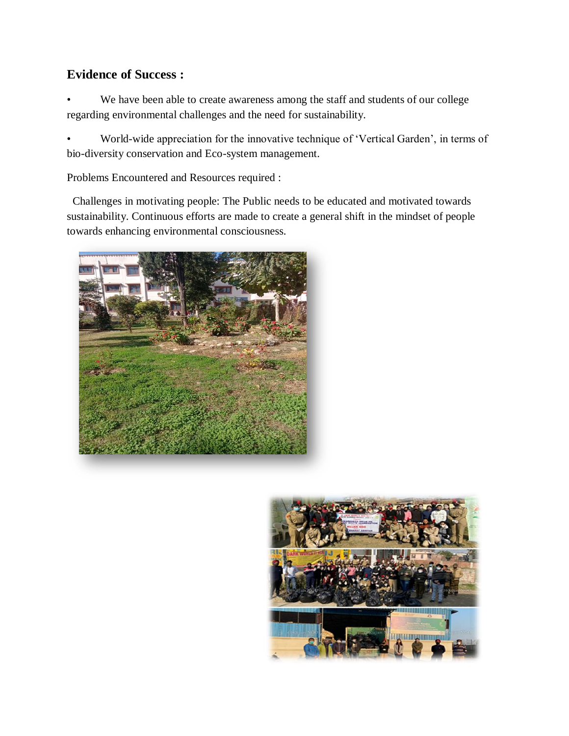## Evidence of Success :

- We have been able to create awareness among the staff and students of our college regarding environmental challenges and the need for sustainability.
- World-wide appreciation for the innovative technique of 'Vertical Garden', in terms of bio-diversity conservation and Eco-system management.

Problems Encountered and Resources required :

Challenges in motivating people: The Public needs to be educated and motivated towards sustainability. Continuous efforts are made to create a general shift in the mindset of people towards enhancing environmental consciousness.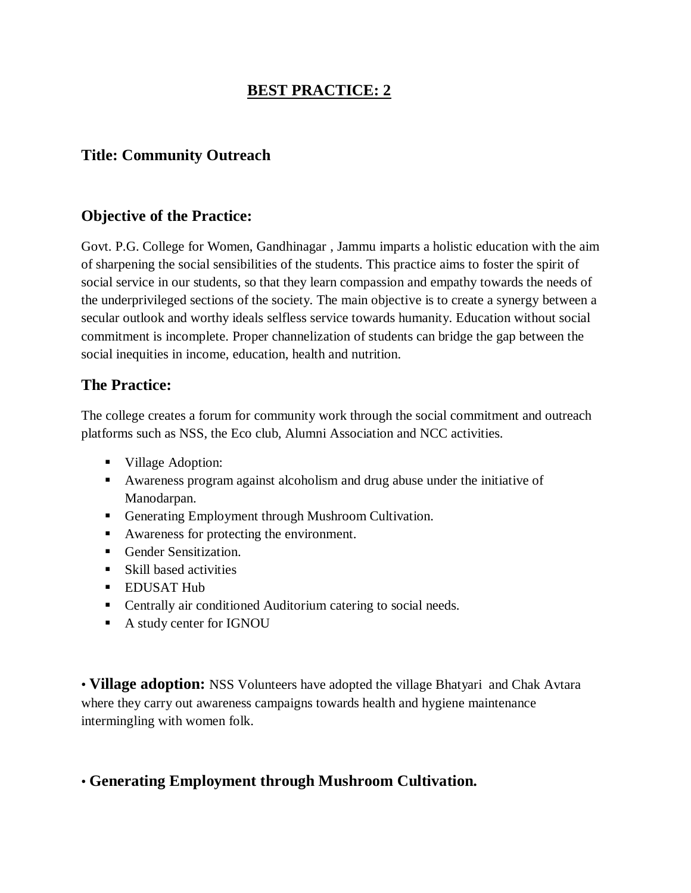## BEST PRACTICE: 2

### Title: Community Outreach

### Objective of the Practice:

Govt. P.G. College for Women, Gandhinagar , Jammu imparts a holistic education with the aim of sharpening the social sensibilities of the students. This practice aims to foster the spirit of social service in our students, so that they learn compassion and empathy towards the needs of the underprivileged sections of the society. The main objective is to create a synergy between a secular outlook and worthy ideals selfless service towards humanity. Education without social commitment is incomplete. Proper channelization of students can bridge the gap between the social inequities in income, education, health and nutrition.

### The Practice:

The college creates a forum for community work through the social commitment and outreach platforms such as NSS, the Eco club, Alumni Association and NCC activities.

- Village Adoption:
- Awareness program against alcoholism and drug abuse under the initiative of Manodarpan.
- Generating Employment through Mushroom Cultivation.
- Awareness for protecting the environment.
- Gender Sensitization.
- Skill based activities
- EDUSAT Hub
- Centrally air conditioned Auditorium catering to social needs.
- A study center for IGNOU

• **Village adoption:** NSS Volunteers have adopted the village Bhatyari and Chak Avtara where they carry out awareness campaigns towards health and hygiene maintenance intermingling with women folk.

• **Generating Employment through Mushroom Cultivation.**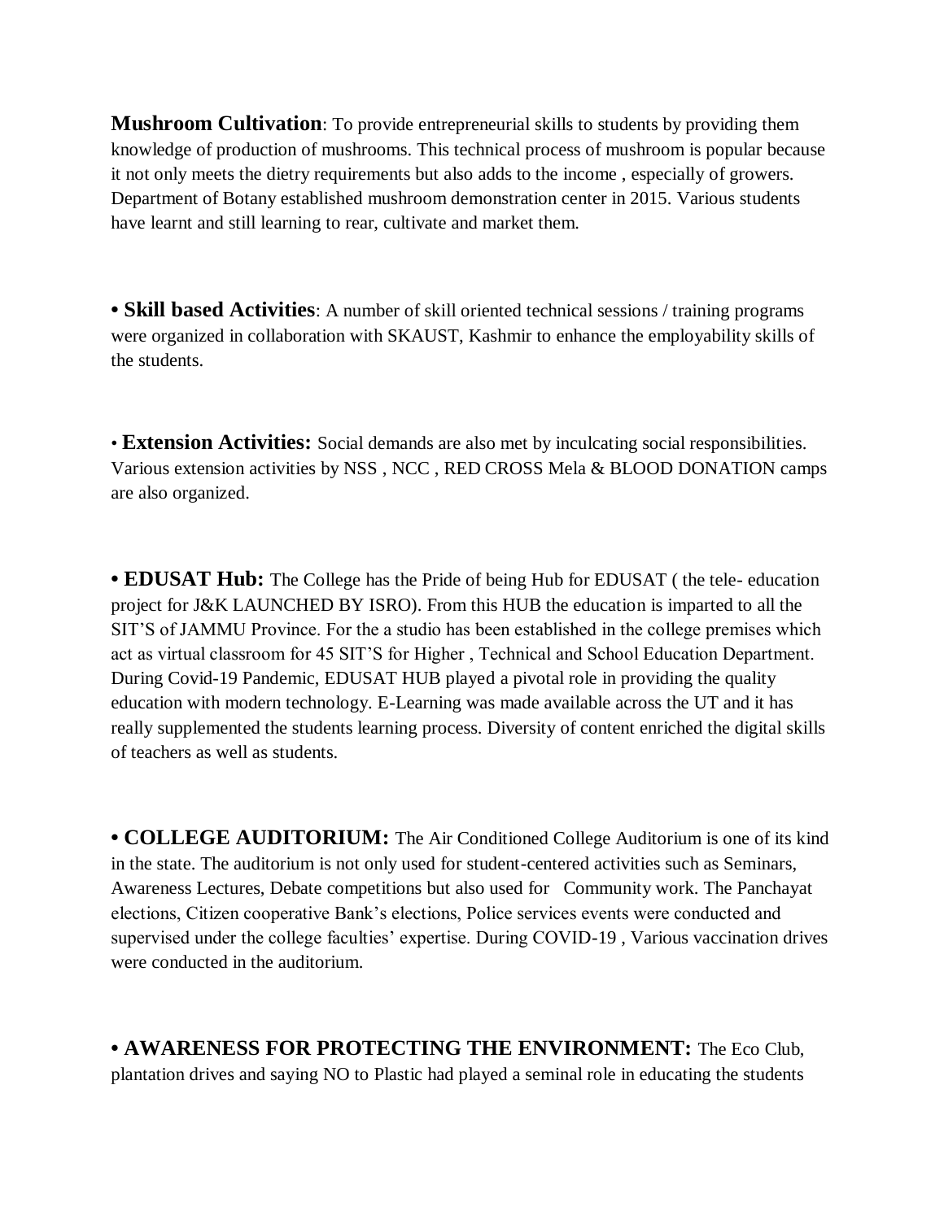**Mushroom Cultivation**: To provide entrepreneurial skills to students by providing them knowledge of production of mushrooms. This technical process of mushroom is popular because it not only meets the dietry requirements but also adds to the income , especially of growers. Department of Botany established mushroom demonstration center in 2015. Various students have learnt and still learning to rear, cultivate and market them.

• **Skill based Activities**: A number of skill oriented technical sessions / training programs were organized in collaboration with SKAUST, Kashmir to enhance the employability skills of the students.

• **Extension Activities:** Social demands are also met by inculcating social responsibilities. Various extension activities by NSS , NCC , RED CROSS Mela & BLOOD DONATION camps are also organized.

• **EDUSAT Hub:** The College has the Pride of being Hub for EDUSAT ( the tele- education project for J&K LAUNCHED BY ISRO). From this HUB the education is imparted to all the SIT'S of JAMMU Province. For the a studio has been established in the college premises which act as virtual classroom for 45 SIT'S for Higher , Technical and School Education Department. During Covid-19 Pandemic, EDUSAT HUB played a pivotal role in providing the quality education with modern technology. E-Learning was made available across the UT and it has really supplemented the students learning process. Diversity of content enriched the digital skills of teachers as well as students.

• **COLLEGE AUDITORIUM:** The Air Conditioned College Auditorium is one of its kind in the state. The auditorium is not only used for student-centered activities such as Seminars, Awareness Lectures, Debate competitions but also used for Community work. The Panchayat elections, Citizen cooperative Bank's elections, Police services events were conducted and supervised under the college faculties' expertise. During COVID-19 , Various vaccination drives were conducted in the auditorium.

• **AWARENESS FOR PROTECTING THE ENVIRONMENT:** The Eco Club, plantation drives and saying NO to Plastic had played a seminal role in educating the students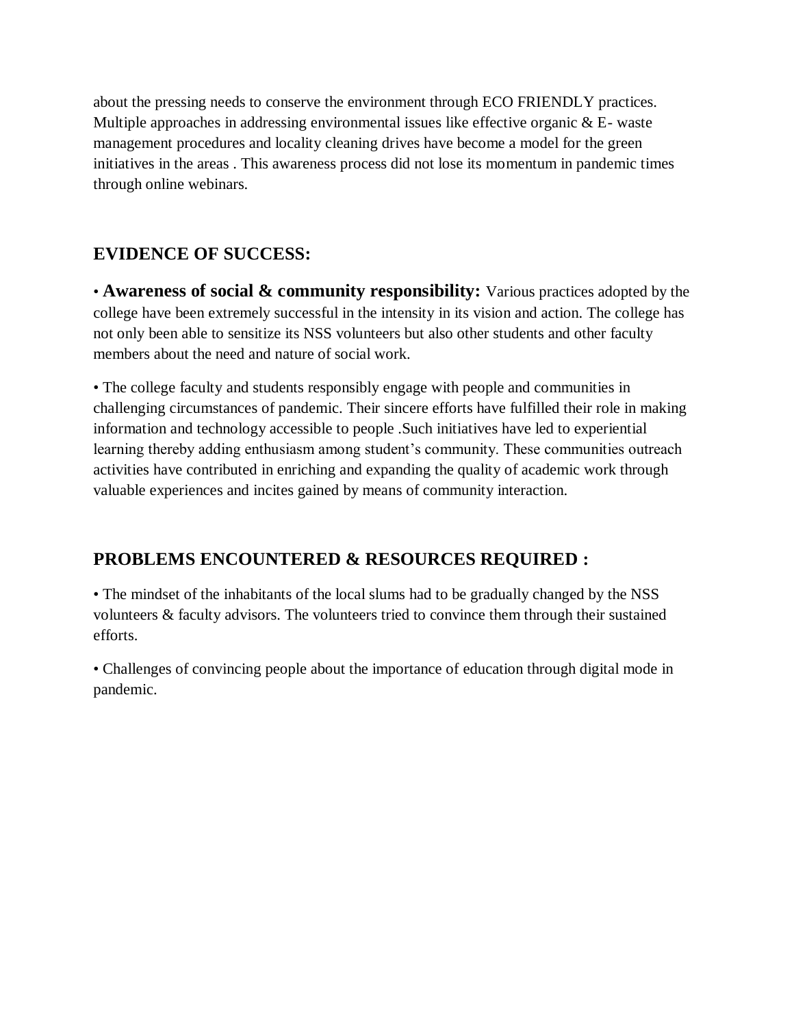about the pressing needs to conserve the environment through ECO FRIENDLY practices. Multiple approaches in addressing environmental issues like effective organic & E- waste management procedures and locality cleaning drives have become a model for the green initiatives in the areas . This awareness process did not lose its momentum in pandemic times through online webinars.

## EVIDENCE OF SUCCESS:

• **Awareness of social & community responsibility:** Various practices adopted by the college have been extremely successful in the intensity in its vision and action. The college has not only been able to sensitize its NSS volunteers but also other students and other faculty members about the need and nature of social work.

• The college faculty and students responsibly engage with people and communities in challenging circumstances of pandemic. Their sincere efforts have fulfilled their role in making information and technology accessible to people .Such initiatives have led to experiential learning thereby adding enthusiasm among student's community. These communities outreach activities have contributed in enriching and expanding the quality of academic work through valuable experiences and incites gained by means of community interaction.

## PROBLEMS ENCOUNTERED & RESOURCES REQUIRED :

• The mindset of the inhabitants of the local slums had to be gradually changed by the NSS volunteers & faculty advisors. The volunteers tried to convince them through their sustained efforts.

• Challenges of convincing people about the importance of education through digital mode in pandemic.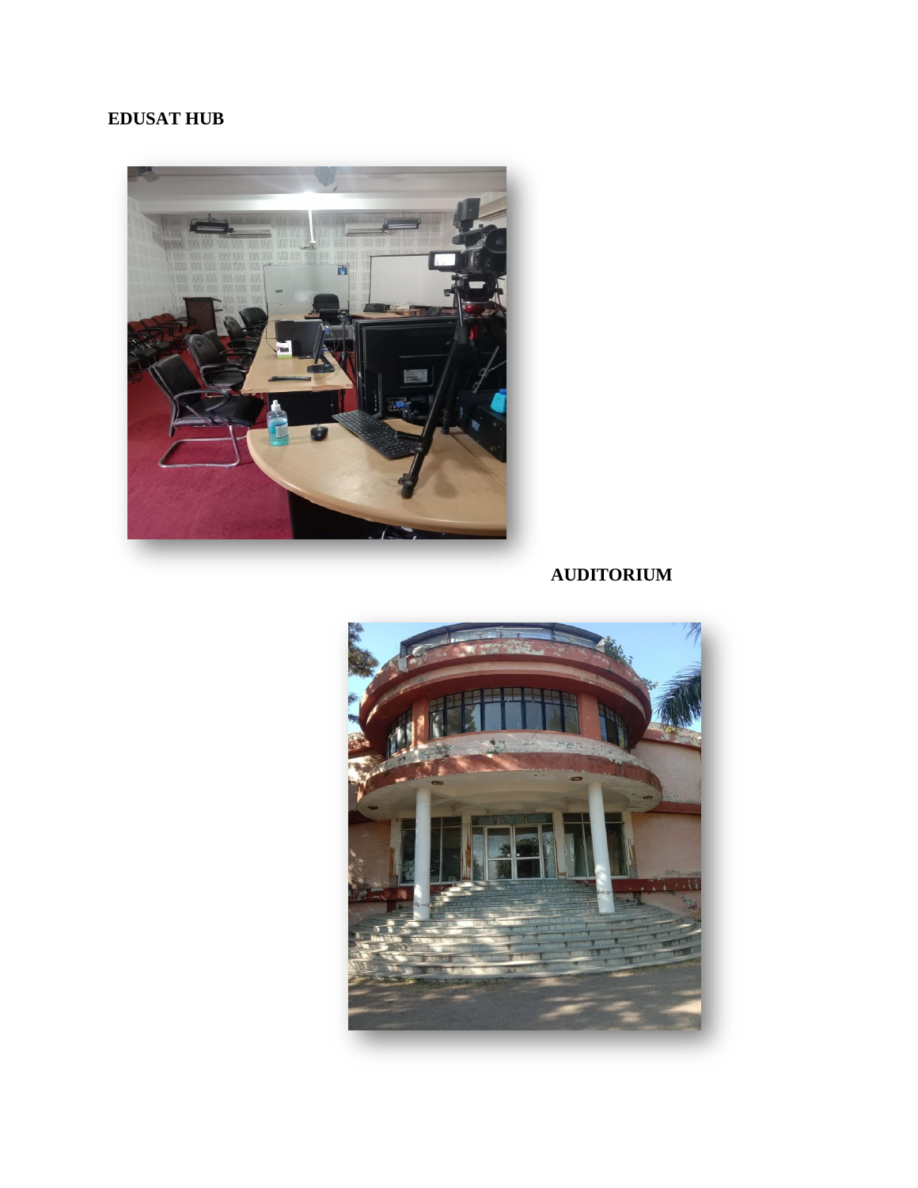**EDUSAT HUB**

**AUDITORIUM**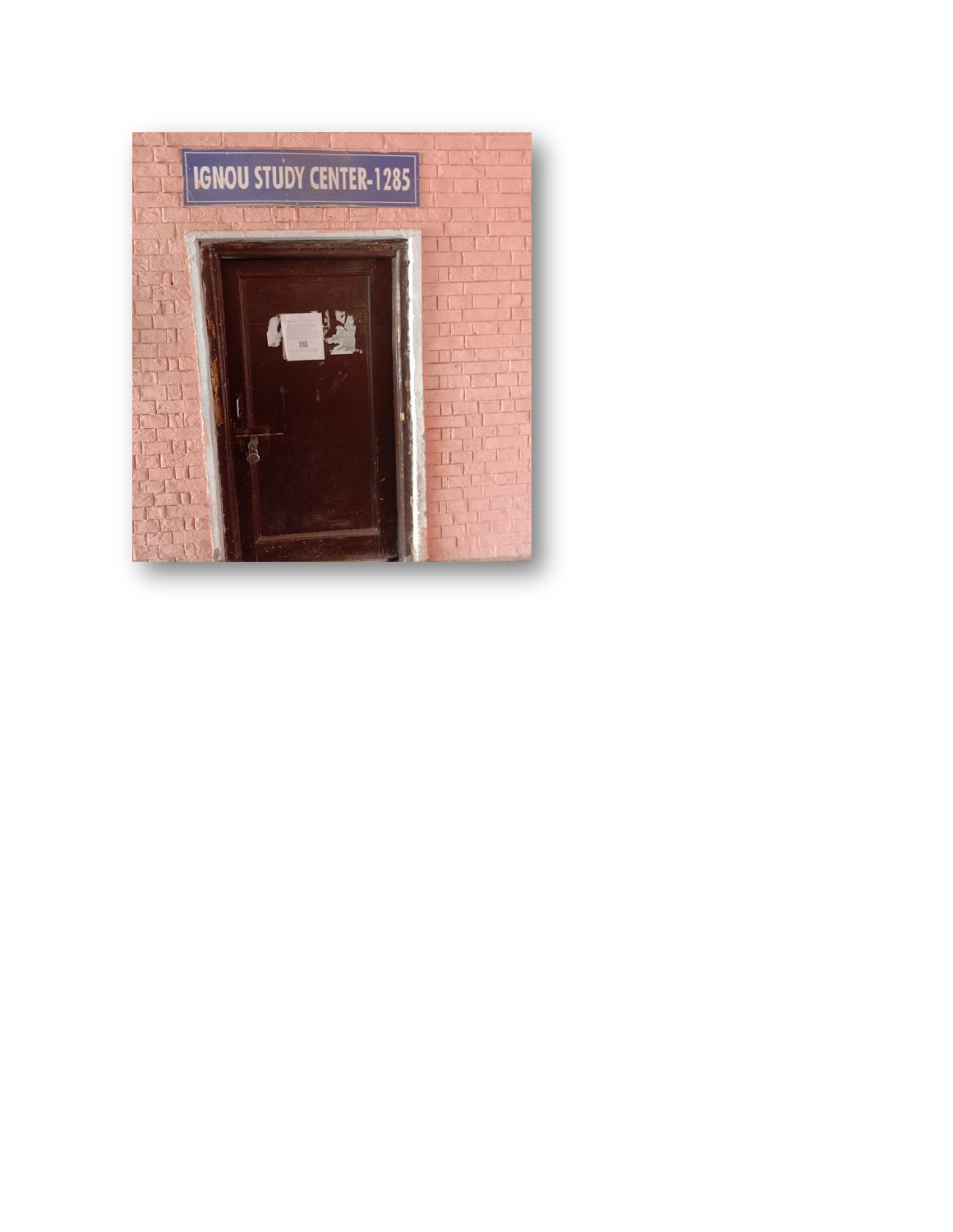IGNOU STUDY CENTER-1285